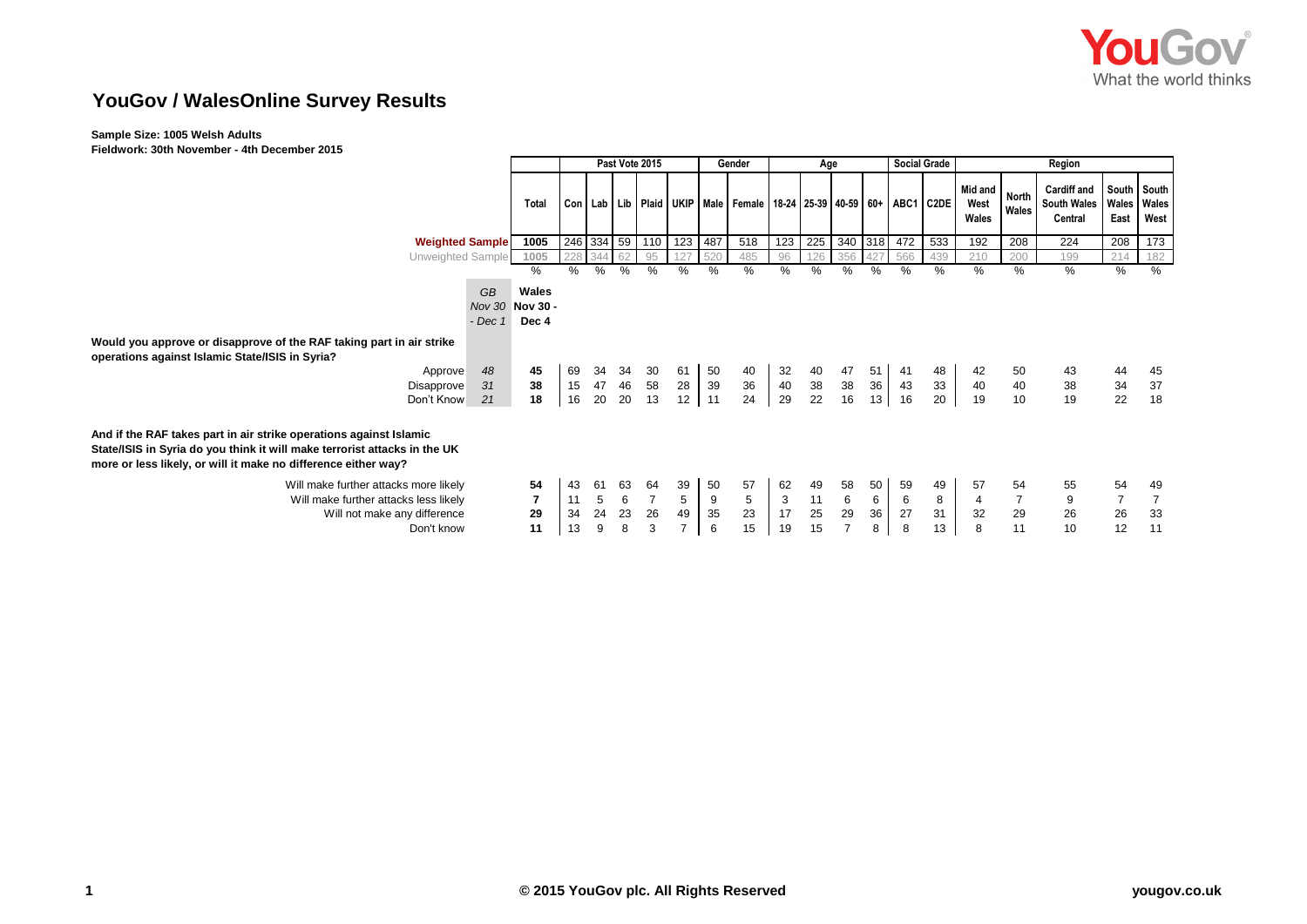# YouGov / WalesOnline Survey Results

**Sample Size: 1005 Welsh Adults**
**Fieldwork: 30th November - 4th December 2015**

| | GB Nov 30 - Dec 1 | Wales Nov 30 - Dec 4 Total | Past Vote 2015 Con | Lab | Lib | Plaid | UKIP | Gender Male | Female | Age 18-24 | 25-39 | 40-59 | 60+ | Social Grade ABC1 | C2DE | Region Mid and West Wales | North Wales | Cardiff and South Wales Central | South Wales East | South Wales West |
|---|---|---|---|---|---|---|---|---|---|---|---|---|---|---|---|---|---|---|---|---|
| **Weighted Sample** | | 1005 | 246 | 334 | 59 | 110 | 123 | 487 | 518 | 123 | 225 | 340 | 318 | 472 | 533 | 192 | 208 | 224 | 208 | 173 |
| Unweighted Sample | | 1005 | 228 | 344 | 62 | 95 | 127 | 520 | 485 | 96 | 126 | 356 | 427 | 566 | 439 | 210 | 200 | 199 | 214 | 182 |
| | | % | % | % | % | % | % | % | % | % | % | % | % | % | % | % | % | % | % | % |
| **Would you approve or disapprove of the RAF taking part in air strike operations against Islamic State/ISIS in Syria?** | | | | | | | | | | | | | | | | | | | | |
| Approve | 48 | 45 | 69 | 34 | 34 | 30 | 61 | 50 | 40 | 32 | 40 | 47 | 51 | 41 | 48 | 42 | 50 | 43 | 44 | 45 |
| Disapprove | 31 | 38 | 15 | 47 | 46 | 58 | 28 | 39 | 36 | 40 | 38 | 38 | 36 | 43 | 33 | 40 | 40 | 38 | 34 | 37 |
| Don't Know | 21 | 18 | 16 | 20 | 20 | 13 | 12 | 11 | 24 | 29 | 22 | 16 | 13 | 16 | 20 | 19 | 10 | 19 | 22 | 18 |
| **And if the RAF takes part in air strike operations against Islamic State/ISIS in Syria do you think it will make terrorist attacks in the UK more or less likely, or will it make no difference either way?** | | | | | | | | | | | | | | | | | | | | |
| Will make further attacks more likely | | 54 | 43 | 61 | 63 | 64 | 39 | 50 | 57 | 62 | 49 | 58 | 50 | 59 | 49 | 57 | 54 | 55 | 54 | 49 |
| Will make further attacks less likely | | 7 | 11 | 5 | 6 | 7 | 5 | 9 | 5 | 3 | 11 | 6 | 6 | 6 | 8 | 4 | 7 | 9 | 7 | 7 |
| Will not make any difference | | 29 | 34 | 24 | 23 | 26 | 49 | 35 | 23 | 17 | 25 | 29 | 36 | 27 | 31 | 32 | 29 | 26 | 26 | 33 |
| Don't know | | 11 | 13 | 9 | 8 | 3 | 7 | 6 | 15 | 19 | 15 | 7 | 8 | 8 | 13 | 8 | 11 | 10 | 12 | 11 |

© 2015 YouGov plc. All Rights Reserved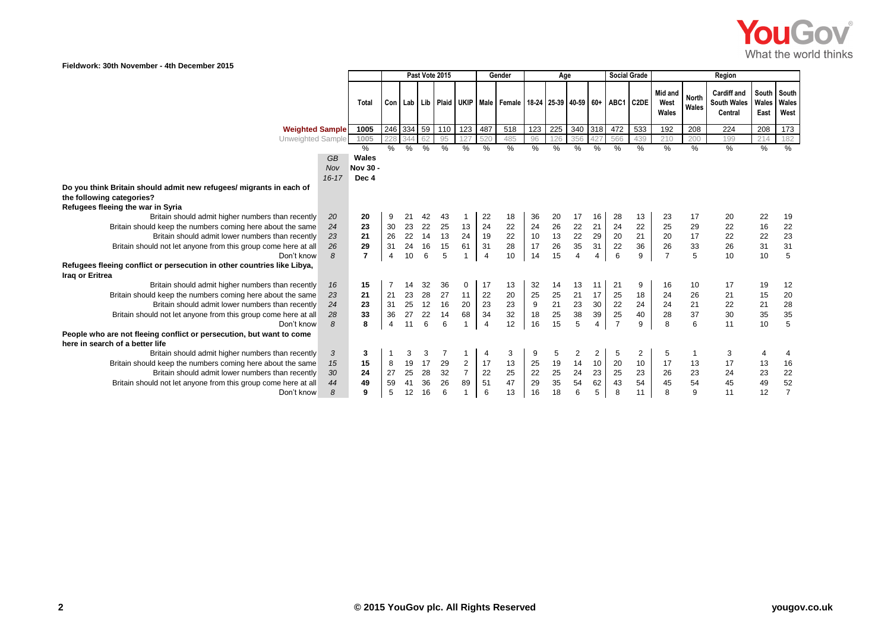Fieldwork: 30th November - 4th December 2015

| | GB Nov 16-17 | Total | Past Vote 2015 | | | | | Gender | | Age | | | | Social Grade | | Region | | | | |
|---|---|---|---|---|---|---|---|---|---|---|---|---|---|---|---|---|---|---|---|---|
| | | | Con | Lab | Lib | Plaid | UKIP | Male | Female | 18-24 | 25-39 | 40-59 | 60+ | ABC1 | C2DE | Mid and West Wales | North Wales | Cardiff and South Wales Central | South Wales East | South Wales West |
| **Weighted Sample** | | 1005 | 246 | 334 | 59 | 110 | 123 | 487 | 518 | 123 | 225 | 340 | 318 | 472 | 533 | 192 | 208 | 224 | 208 | 173 |
| Unweighted Sample | | 1005 | 228 | 344 | 62 | 95 | 127 | 520 | 485 | 96 | 126 | 356 | 427 | 566 | 439 | 210 | 200 | 199 | 214 | 182 |
| | | % | % | % | % | % | % | % | % | % | % | % | % | % | % | % | % | % | % | % |
| | GB Nov 16-17 | Wales Nov 30 - Dec 4 | | | | | | | | | | | | | | | | | | |
| **Do you think Britain should admit new refugees/ migrants in each of the following categories?** | | | | | | | | | | | | | | | | | | | | |
| **Refugees fleeing the war in Syria** | | | | | | | | | | | | | | | | | | | | |
| Britain should admit higher numbers than recently | 20 | 20 | 9 | 21 | 42 | 43 | 1 | 22 | 18 | 36 | 20 | 17 | 16 | 28 | 13 | 23 | 17 | 20 | 22 | 19 |
| Britain should keep the numbers coming here about the same | 24 | 23 | 30 | 23 | 22 | 25 | 13 | 24 | 22 | 24 | 26 | 22 | 21 | 24 | 22 | 25 | 29 | 22 | 16 | 22 |
| Britain should admit lower numbers than recently | 23 | 21 | 26 | 22 | 14 | 13 | 24 | 19 | 22 | 10 | 13 | 22 | 29 | 20 | 21 | 20 | 17 | 22 | 22 | 23 |
| Britain should not let anyone from this group come here at all | 26 | 29 | 31 | 24 | 16 | 15 | 61 | 31 | 28 | 17 | 26 | 35 | 31 | 22 | 36 | 26 | 33 | 26 | 31 | 31 |
| Don't know | 8 | 7 | 4 | 10 | 6 | 5 | 1 | 4 | 10 | 14 | 15 | 4 | 4 | 6 | 9 | 7 | 5 | 10 | 10 | 5 |
| **Refugees fleeing conflict or persecution in other countries like Libya, Iraq or Eritrea** | | | | | | | | | | | | | | | | | | | | |
| Britain should admit higher numbers than recently | 16 | 15 | 7 | 14 | 32 | 36 | 0 | 17 | 13 | 32 | 14 | 13 | 11 | 21 | 9 | 16 | 10 | 17 | 19 | 12 |
| Britain should keep the numbers coming here about the same | 23 | 21 | 21 | 23 | 28 | 27 | 11 | 22 | 20 | 25 | 25 | 21 | 17 | 25 | 18 | 24 | 26 | 21 | 15 | 20 |
| Britain should admit lower numbers than recently | 24 | 23 | 31 | 25 | 12 | 16 | 20 | 23 | 23 | 9 | 21 | 23 | 30 | 22 | 24 | 24 | 21 | 22 | 21 | 28 |
| Britain should not let anyone from this group come here at all | 28 | 33 | 36 | 27 | 22 | 14 | 68 | 34 | 32 | 18 | 25 | 38 | 39 | 25 | 40 | 28 | 37 | 30 | 35 | 35 |
| Don't know | 8 | 8 | 4 | 11 | 6 | 6 | 1 | 4 | 12 | 16 | 15 | 5 | 4 | 7 | 9 | 8 | 6 | 11 | 10 | 5 |
| **People who are not fleeing conflict or persecution, but want to come here in search of a better life** | | | | | | | | | | | | | | | | | | | | |
| Britain should admit higher numbers than recently | 3 | 3 | 1 | 3 | 3 | 7 | 1 | 4 | 3 | 9 | 5 | 2 | 2 | 5 | 2 | 5 | 1 | 3 | 4 | 4 |
| Britain should keep the numbers coming here about the same | 15 | 15 | 8 | 19 | 17 | 29 | 2 | 17 | 13 | 25 | 19 | 14 | 10 | 20 | 10 | 17 | 13 | 17 | 13 | 16 |
| Britain should admit lower numbers than recently | 30 | 24 | 27 | 25 | 28 | 32 | 7 | 22 | 25 | 22 | 25 | 24 | 23 | 25 | 23 | 26 | 23 | 24 | 23 | 22 |
| Britain should not let anyone from this group come here at all | 44 | 49 | 59 | 41 | 36 | 26 | 89 | 51 | 47 | 29 | 35 | 54 | 62 | 43 | 54 | 45 | 54 | 45 | 49 | 52 |
| Don't know | 8 | 9 | 5 | 12 | 16 | 6 | 1 | 6 | 13 | 16 | 18 | 6 | 5 | 8 | 11 | 8 | 9 | 11 | 12 | 7 |

© 2015 YouGov plc. All Rights Reserved